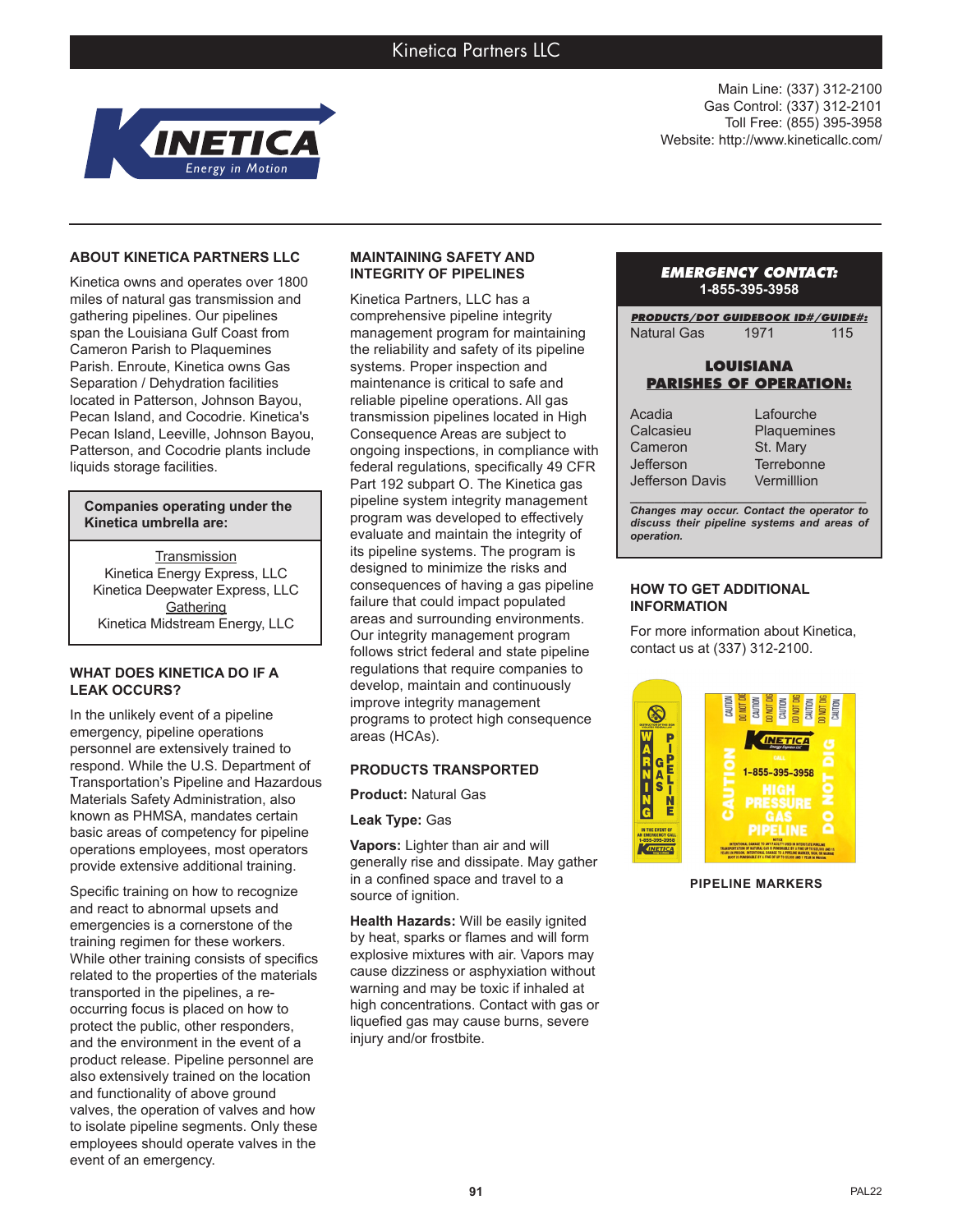# Kinetica Partners LLC

Main Line: (337) 312-2100
Gas Control: (337) 312-2101
Toll Free: (855) 395-3958
Website: http://www.kineticallc.com/

## ABOUT KINETICA PARTNERS LLC

Kinetica owns and operates over 1800 miles of natural gas transmission and gathering pipelines. Our pipelines span the Louisiana Gulf Coast from Cameron Parish to Plaquemines Parish. Enroute, Kinetica owns Gas Separation / Dehydration facilities located in Patterson, Johnson Bayou, Pecan Island, and Cocodrie. Kinetica's Pecan Island, Leeville, Johnson Bayou, Patterson, and Cocodrie plants include liquids storage facilities.

**Companies operating under the Kinetica umbrella are:**

Transmission
Kinetica Energy Express, LLC
Kinetica Deepwater Express, LLC
Gathering
Kinetica Midstream Energy, LLC

## WHAT DOES KINETICA DO IF A LEAK OCCURS?

In the unlikely event of a pipeline emergency, pipeline operations personnel are extensively trained to respond. While the U.S. Department of Transportation's Pipeline and Hazardous Materials Safety Administration, also known as PHMSA, mandates certain basic areas of competency for pipeline operations employees, most operators provide extensive additional training.

Specific training on how to recognize and react to abnormal upsets and emergencies is a cornerstone of the training regimen for these workers. While other training consists of specifics related to the properties of the materials transported in the pipelines, a re-occurring focus is placed on how to protect the public, other responders, and the environment in the event of a product release. Pipeline personnel are also extensively trained on the location and functionality of above ground valves, the operation of valves and how to isolate pipeline segments. Only these employees should operate valves in the event of an emergency.

## MAINTAINING SAFETY AND INTEGRITY OF PIPELINES

Kinetica Partners, LLC has a comprehensive pipeline integrity management program for maintaining the reliability and safety of its pipeline systems. Proper inspection and maintenance is critical to safe and reliable pipeline operations. All gas transmission pipelines located in High Consequence Areas are subject to ongoing inspections, in compliance with federal regulations, specifically 49 CFR Part 192 subpart O. The Kinetica gas pipeline system integrity management program was developed to effectively evaluate and maintain the integrity of its pipeline systems. The program is designed to minimize the risks and consequences of having a gas pipeline failure that could impact populated areas and surrounding environments. Our integrity management program follows strict federal and state pipeline regulations that require companies to develop, maintain and continuously improve integrity management programs to protect high consequence areas (HCAs).

## PRODUCTS TRANSPORTED

**Product:** Natural Gas

**Leak Type:** Gas

**Vapors:** Lighter than air and will generally rise and dissipate. May gather in a confined space and travel to a source of ignition.

**Health Hazards:** Will be easily ignited by heat, sparks or flames and will form explosive mixtures with air. Vapors may cause dizziness or asphyxiation without warning and may be toxic if inhaled at high concentrations. Contact with gas or liquefied gas may cause burns, severe injury and/or frostbite.

***EMERGENCY CONTACT:***
**1-855-395-3958**

***PRODUCTS/DOT GUIDEBOOK ID#/GUIDE#:***

| Product | ID# | Guide# |
|---|---|---|
| Natural Gas | 1971 | 115 |

**LOUISIANA PARISHES OF OPERATION:**

| | |
|---|---|
| Acadia | Lafourche |
| Calcasieu | Plaquemines |
| Cameron | St. Mary |
| Jefferson | Terrebonne |
| Jefferson Davis | Vermilllion |

***Changes may occur. Contact the operator to discuss their pipeline systems and areas of operation.***

## HOW TO GET ADDITIONAL INFORMATION

For more information about Kinetica, contact us at (337) 312-2100.

**PIPELINE MARKERS**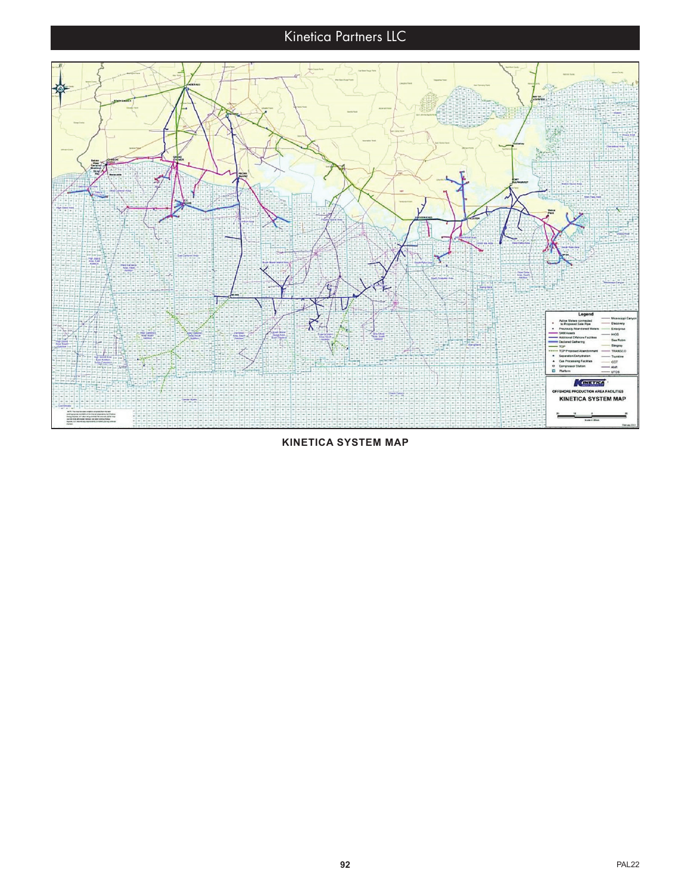# Kinetica Partners LLC

Legend

Active Meters connected to Proposed Sale Pipe

Previously Abandoned Meters

SAM Assets

Additional Offshore Facilities

Declared Gathering

TGP

TGP Proposed Abandonment

Separation/Dehydration

Gas Processing Facilities

Compressor Station

Platform

Mississippi Canyon

Discovery

Enterprise

HIOS

Sea Robin

Stingray

TRANSCO

Trunkline

CGT

ANR

UTOS

KINETICA

OFFSHORE PRODUCTION AREA FACILITIES

KINETICA SYSTEM MAP

**KINETICA SYSTEM MAP**

PAL22